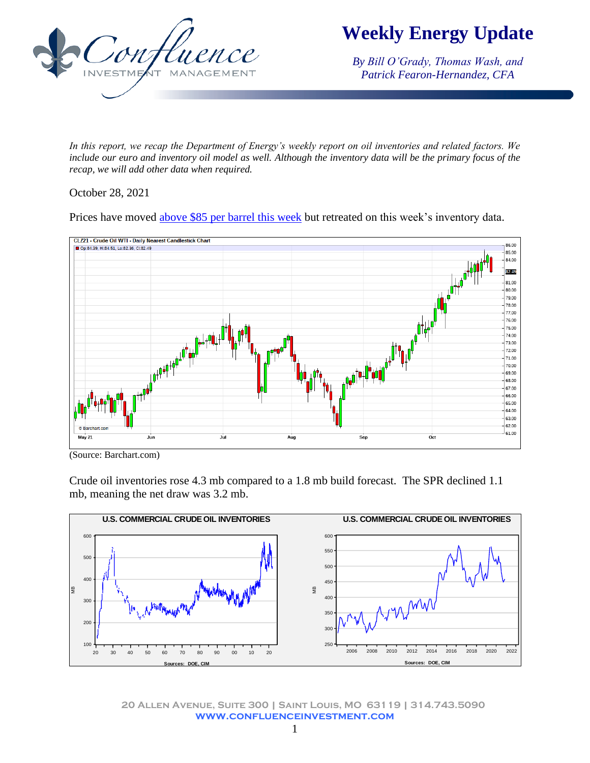# Weekly Energy Update

*By Bill O'Grady, Thomas Wash, and Patrick Fearon-Hernandez, CFA*

*In this report, we recap the Department of Energy's weekly report on oil inventories and related factors. We include our euro and inventory oil model as well. Although the inventory data will be the primary focus of the recap, we will add other data when required.*

October 28, 2021

Prices have moved above $85 per barrel this week but retreated on this week's inventory data.

(Source: Barchart.com)

Crude oil inventories rose 4.3 mb compared to a 1.8 mb build forecast. The SPR declined 1.1 mb, meaning the net draw was 3.2 mb.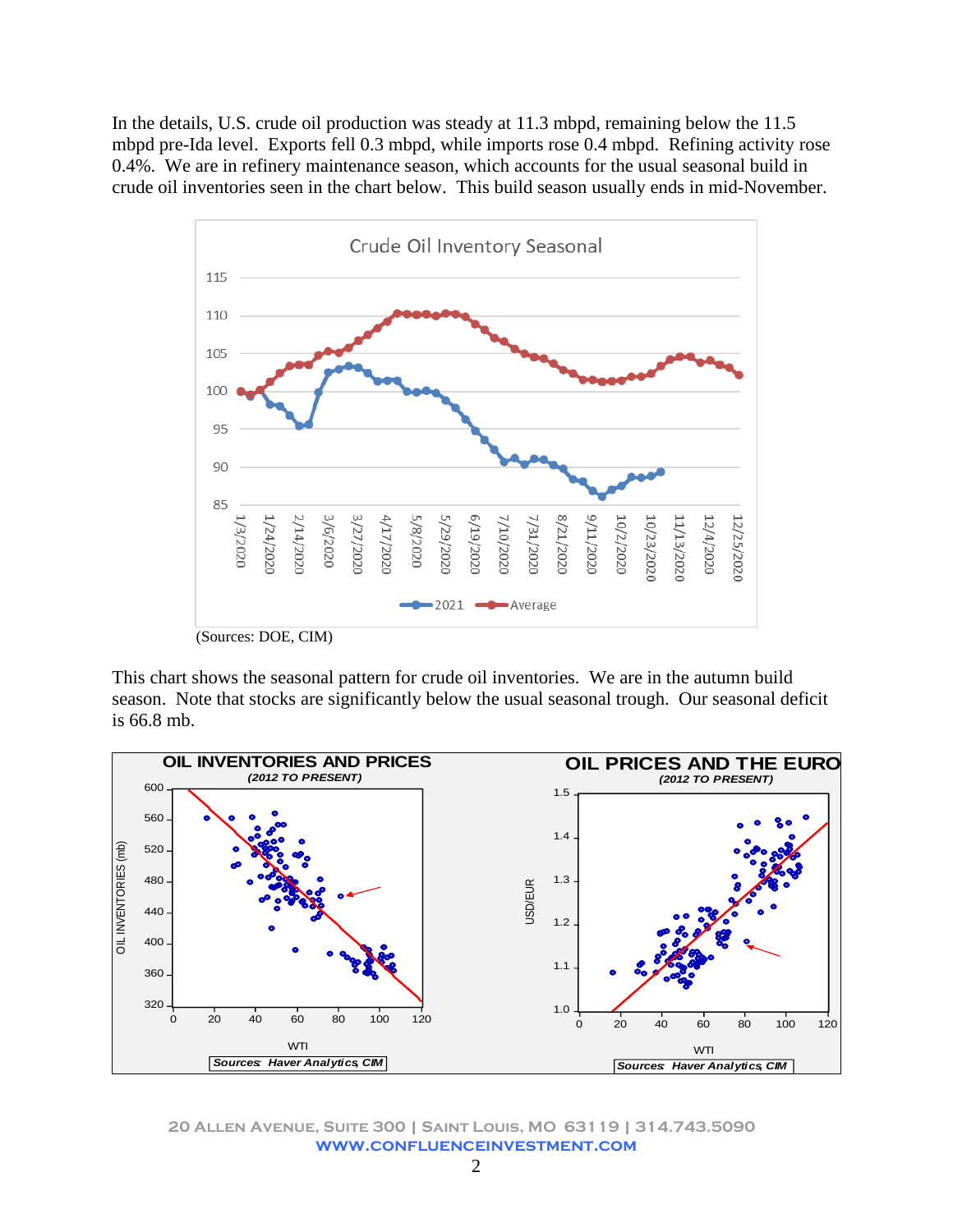In the details, U.S. crude oil production was steady at 11.3 mbpd, remaining below the 11.5 mbpd pre-Ida level. Exports fell 0.3 mbpd, while imports rose 0.4 mbpd. Refining activity rose 0.4%. We are in refinery maintenance season, which accounts for the usual seasonal build in crude oil inventories seen in the chart below. This build season usually ends in mid-November.

(Sources: DOE, CIM)

This chart shows the seasonal pattern for crude oil inventories. We are in the autumn build season. Note that stocks are significantly below the usual seasonal trough. Our seasonal deficit is 66.8 mb.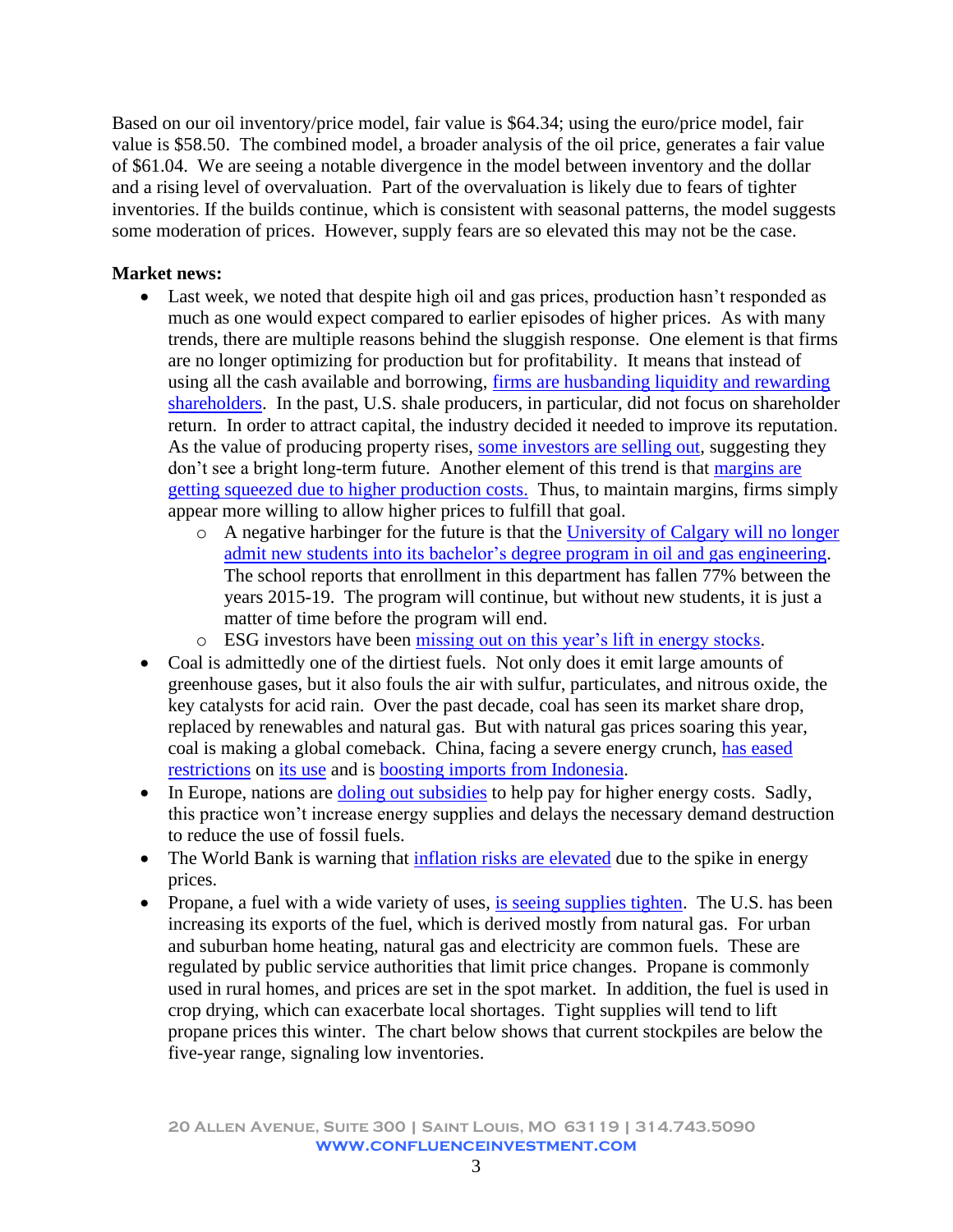Based on our oil inventory/price model, fair value is $64.34; using the euro/price model, fair value is $58.50. The combined model, a broader analysis of the oil price, generates a fair value of $61.04. We are seeing a notable divergence in the model between inventory and the dollar and a rising level of overvaluation. Part of the overvaluation is likely due to fears of tighter inventories. If the builds continue, which is consistent with seasonal patterns, the model suggests some moderation of prices. However, supply fears are so elevated this may not be the case.

**Market news:**

- Last week, we noted that despite high oil and gas prices, production hasn't responded as much as one would expect compared to earlier episodes of higher prices. As with many trends, there are multiple reasons behind the sluggish response. One element is that firms are no longer optimizing for production but for profitability. It means that instead of using all the cash available and borrowing, firms are husbanding liquidity and rewarding shareholders. In the past, U.S. shale producers, in particular, did not focus on shareholder return. In order to attract capital, the industry decided it needed to improve its reputation. As the value of producing property rises, some investors are selling out, suggesting they don't see a bright long-term future. Another element of this trend is that margins are getting squeezed due to higher production costs. Thus, to maintain margins, firms simply appear more willing to allow higher prices to fulfill that goal.
    - A negative harbinger for the future is that the University of Calgary will no longer admit new students into its bachelor's degree program in oil and gas engineering. The school reports that enrollment in this department has fallen 77% between the years 2015-19. The program will continue, but without new students, it is just a matter of time before the program will end.
    - ESG investors have been missing out on this year's lift in energy stocks.
- Coal is admittedly one of the dirtiest fuels. Not only does it emit large amounts of greenhouse gases, but it also fouls the air with sulfur, particulates, and nitrous oxide, the key catalysts for acid rain. Over the past decade, coal has seen its market share drop, replaced by renewables and natural gas. But with natural gas prices soaring this year, coal is making a global comeback. China, facing a severe energy crunch, has eased restrictions on its use and is boosting imports from Indonesia.
- In Europe, nations are doling out subsidies to help pay for higher energy costs. Sadly, this practice won't increase energy supplies and delays the necessary demand destruction to reduce the use of fossil fuels.
- The World Bank is warning that inflation risks are elevated due to the spike in energy prices.
- Propane, a fuel with a wide variety of uses, is seeing supplies tighten. The U.S. has been increasing its exports of the fuel, which is derived mostly from natural gas. For urban and suburban home heating, natural gas and electricity are common fuels. These are regulated by public service authorities that limit price changes. Propane is commonly used in rural homes, and prices are set in the spot market. In addition, the fuel is used in crop drying, which can exacerbate local shortages. Tight supplies will tend to lift propane prices this winter. The chart below shows that current stockpiles are below the five-year range, signaling low inventories.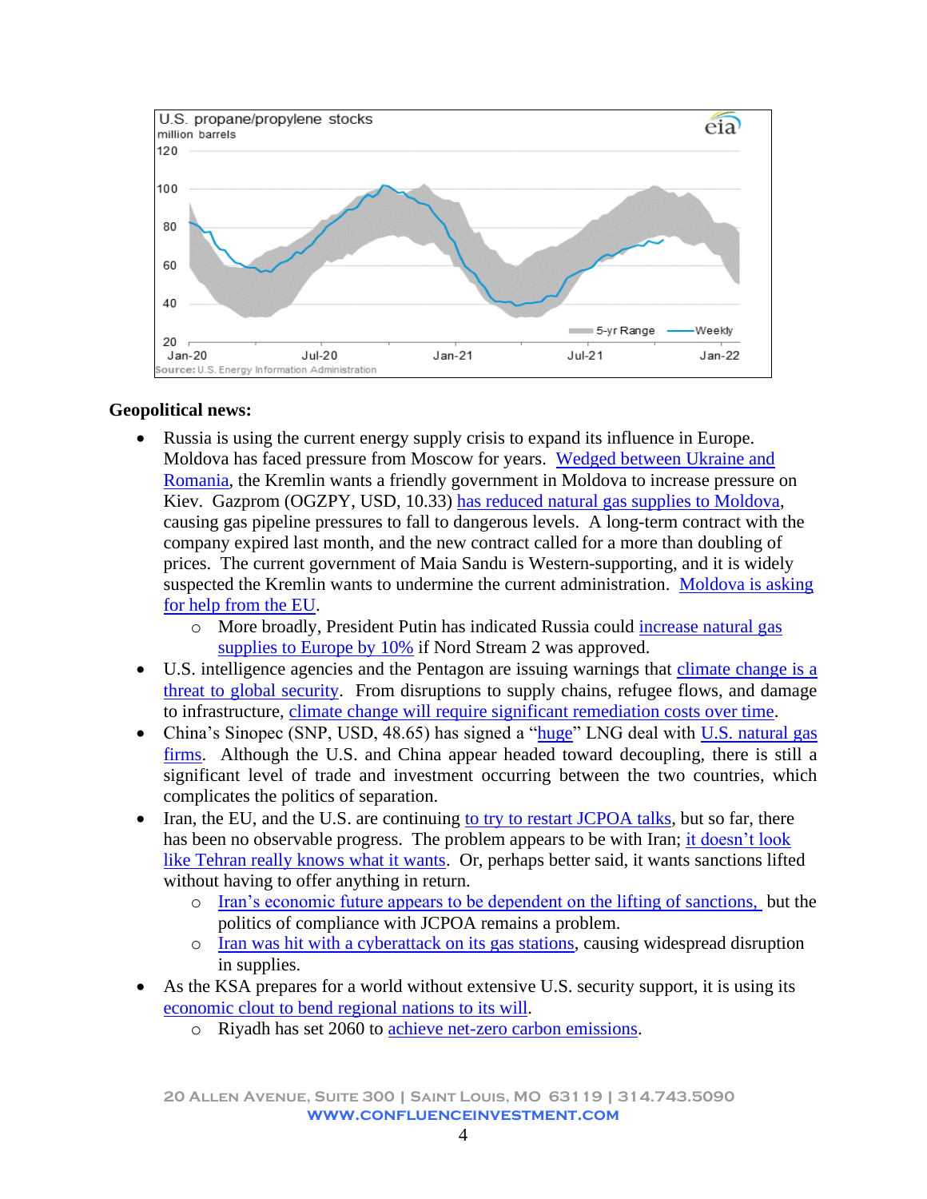U.S. propane/propylene stocks
million barrels

Source: U.S. Energy Information Administration

**Geopolitical news:**

- Russia is using the current energy supply crisis to expand its influence in Europe. Moldova has faced pressure from Moscow for years. Wedged between Ukraine and Romania, the Kremlin wants a friendly government in Moldova to increase pressure on Kiev. Gazprom (OGZPY, USD, 10.33) has reduced natural gas supplies to Moldova, causing gas pipeline pressures to fall to dangerous levels. A long-term contract with the company expired last month, and the new contract called for a more than doubling of prices. The current government of Maia Sandu is Western-supporting, and it is widely suspected the Kremlin wants to undermine the current administration. Moldova is asking for help from the EU.
  - More broadly, President Putin has indicated Russia could increase natural gas supplies to Europe by 10% if Nord Stream 2 was approved.
- U.S. intelligence agencies and the Pentagon are issuing warnings that climate change is a threat to global security. From disruptions to supply chains, refugee flows, and damage to infrastructure, climate change will require significant remediation costs over time.
- China's Sinopec (SNP, USD, 48.65) has signed a "huge" LNG deal with U.S. natural gas firms. Although the U.S. and China appear headed toward decoupling, there is still a significant level of trade and investment occurring between the two countries, which complicates the politics of separation.
- Iran, the EU, and the U.S. are continuing to try to restart JCPOA talks, but so far, there has been no observable progress. The problem appears to be with Iran; it doesn't look like Tehran really knows what it wants. Or, perhaps better said, it wants sanctions lifted without having to offer anything in return.
  - Iran's economic future appears to be dependent on the lifting of sanctions, but the politics of compliance with JCPOA remains a problem.
  - Iran was hit with a cyberattack on its gas stations, causing widespread disruption in supplies.
- As the KSA prepares for a world without extensive U.S. security support, it is using its economic clout to bend regional nations to its will.
  - Riyadh has set 2060 to achieve net-zero carbon emissions.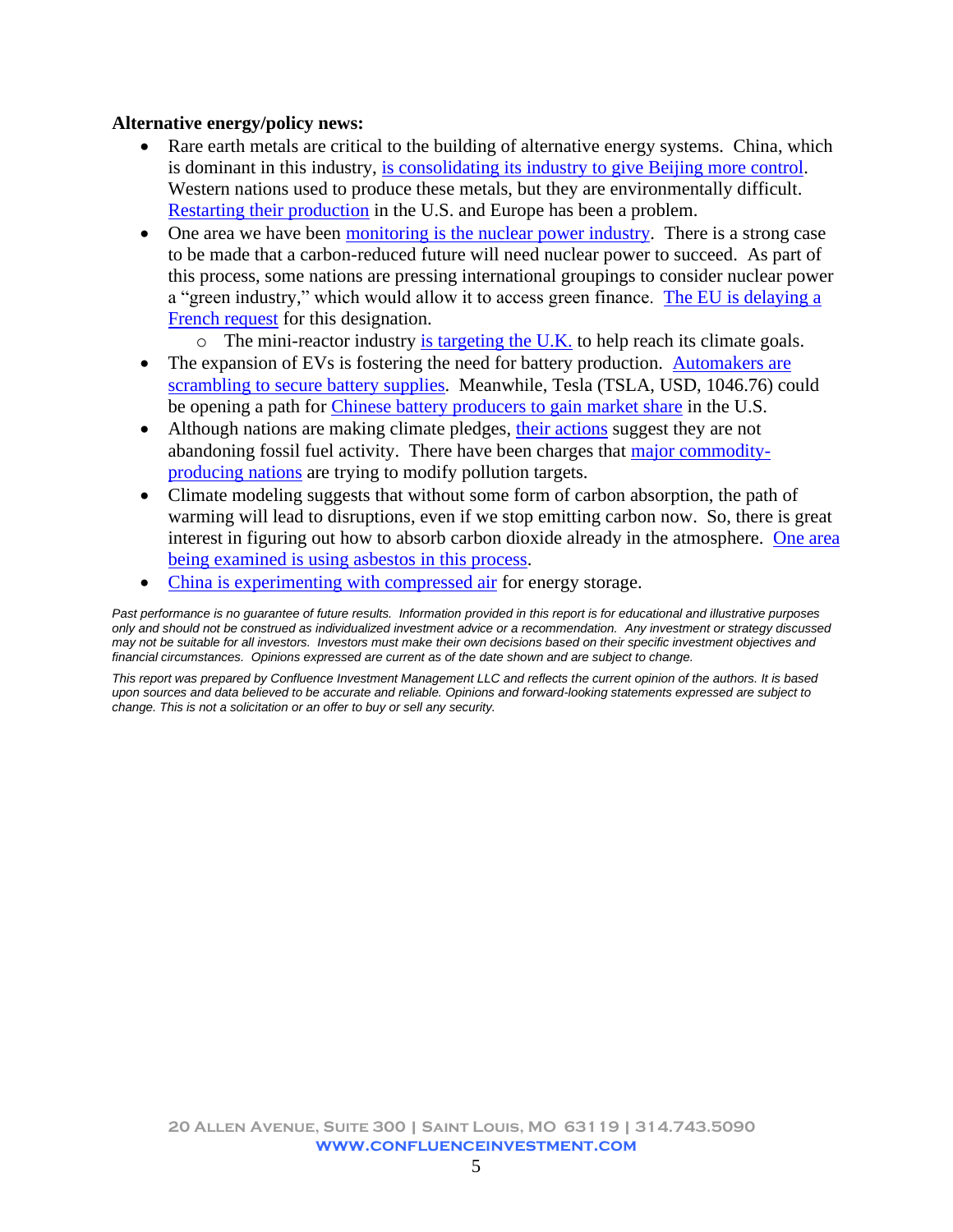**Alternative energy/policy news:**

- Rare earth metals are critical to the building of alternative energy systems. China, which is dominant in this industry, is consolidating its industry to give Beijing more control. Western nations used to produce these metals, but they are environmentally difficult. Restarting their production in the U.S. and Europe has been a problem.
- One area we have been monitoring is the nuclear power industry. There is a strong case to be made that a carbon-reduced future will need nuclear power to succeed. As part of this process, some nations are pressing international groupings to consider nuclear power a "green industry," which would allow it to access green finance. The EU is delaying a French request for this designation.
  - The mini-reactor industry is targeting the U.K. to help reach its climate goals.
- The expansion of EVs is fostering the need for battery production. Automakers are scrambling to secure battery supplies. Meanwhile, Tesla (TSLA, USD, 1046.76) could be opening a path for Chinese battery producers to gain market share in the U.S.
- Although nations are making climate pledges, their actions suggest they are not abandoning fossil fuel activity. There have been charges that major commodity-producing nations are trying to modify pollution targets.
- Climate modeling suggests that without some form of carbon absorption, the path of warming will lead to disruptions, even if we stop emitting carbon now. So, there is great interest in figuring out how to absorb carbon dioxide already in the atmosphere. One area being examined is using asbestos in this process.
- China is experimenting with compressed air for energy storage.

*Past performance is no guarantee of future results. Information provided in this report is for educational and illustrative purposes only and should not be construed as individualized investment advice or a recommendation. Any investment or strategy discussed may not be suitable for all investors. Investors must make their own decisions based on their specific investment objectives and financial circumstances. Opinions expressed are current as of the date shown and are subject to change.*

*This report was prepared by Confluence Investment Management LLC and reflects the current opinion of the authors. It is based upon sources and data believed to be accurate and reliable. Opinions and forward-looking statements expressed are subject to change. This is not a solicitation or an offer to buy or sell any security.*

20 Allen Avenue, Suite 300 | Saint Louis, MO 63119 | 314.743.5090
www.confluenceinvestment.com